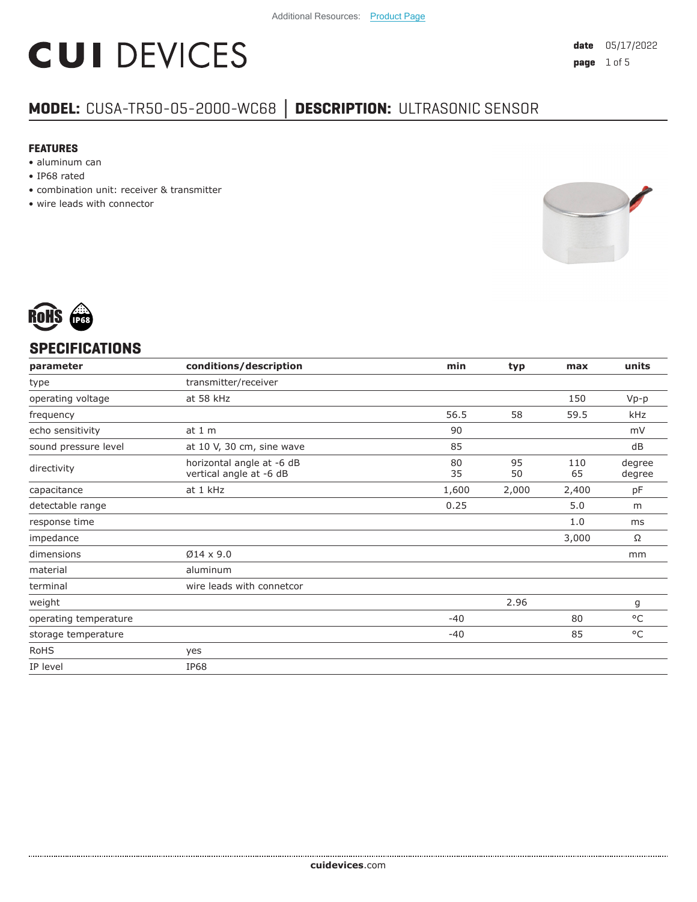Additional Resources: Product Page

# CUI DEVICES

**date** 05/17/2022

## MODEL: CUSA-TR50-05-2000-WC68 | DESCRIPTION: ULTRASONIC SENSOR

### FEATURES

- aluminum can
- IP68 rated
- combination unit: receiver & transmitter
- wire leads with connector

## SPECIFICATIONS

| parameter | conditions/description | min | typ | max | units |
|---|---|---|---|---|---|
| type | transmitter/receiver | | | | |
| operating voltage | at 58 kHz | | | 150 | Vp-p |
| frequency | | 56.5 | 58 | 59.5 | kHz |
| echo sensitivity | at 1 m | 90 | | | mV |
| sound pressure level | at 10 V, 30 cm, sine wave | 85 | | | dB |
| directivity | horizontal angle at -6 dB<br>vertical angle at -6 dB | 80<br>35 | 95<br>50 | 110<br>65 | degree<br>degree |
| capacitance | at 1 kHz | 1,600 | 2,000 | 2,400 | pF |
| detectable range | | 0.25 | | 5.0 | m |
| response time | | | | 1.0 | ms |
| impedance | | | | 3,000 | Ω |
| dimensions | Ø14 x 9.0 | | | | mm |
| material | aluminum | | | | |
| terminal | wire leads with connetcor | | | | |
| weight | | | 2.96 | | g |
| operating temperature | | -40 | | 80 | °C |
| storage temperature | | -40 | | 85 | °C |
| RoHS | yes | | | | |
| IP level | IP68 | | | | |

**cuidevices**.com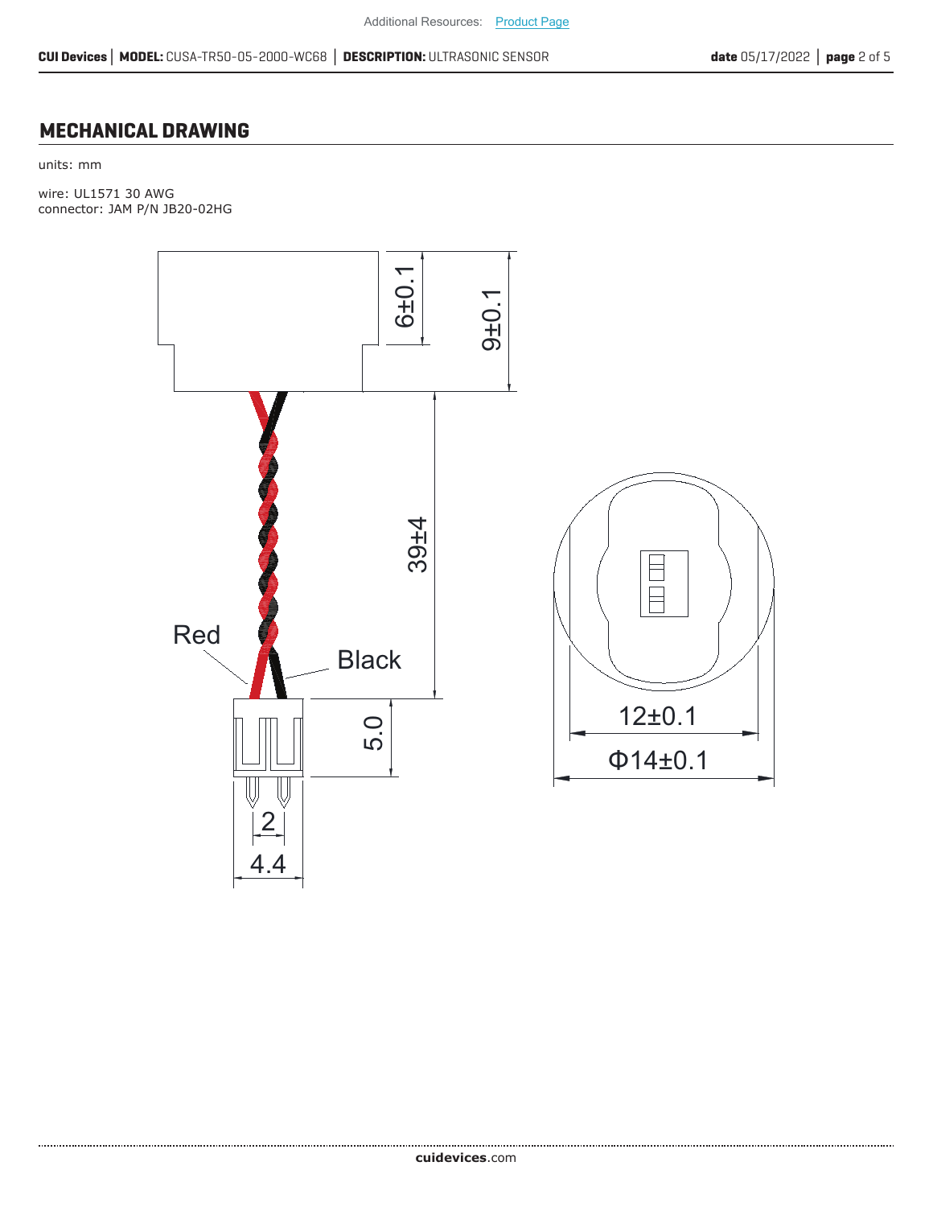## MECHANICAL DRAWING

units: mm

wire: UL1571 30 AWG
connector: JAM P/N JB20-02HG

6±0.1

9±0.1

39±4

Red

Black

5.0

2

4.4

12±0.1

Φ14±0.1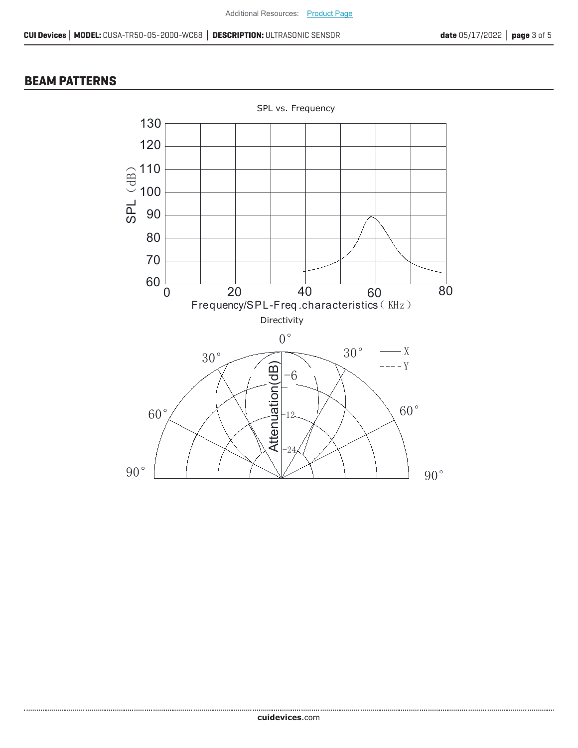## BEAM PATTERNS

SPL vs. Frequency

SPL (dB)

130
120
110
100
90
80
70
60

0 20 40 60 80

Frequency/SPL-Freq.characteristics (KHz)

Directivity

0°
30° 30°
60° 60°
90° 90°

—— X
- - - Y

Attenuation(dB)
-6
-12
-24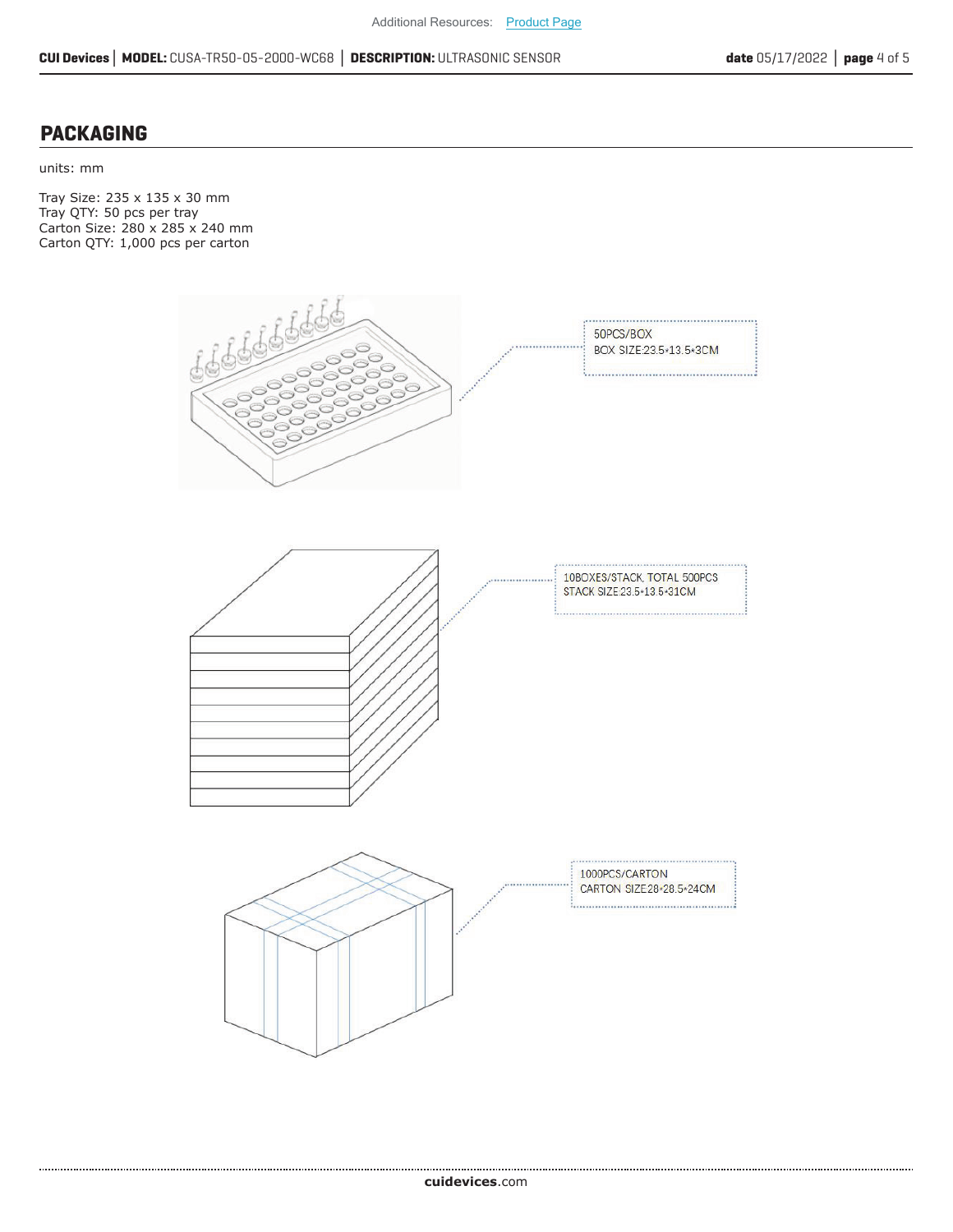## PACKAGING

units: mm

Tray Size: 235 x 135 x 30 mm
Tray QTY: 50 pcs per tray
Carton Size: 280 x 285 x 240 mm
Carton QTY: 1,000 pcs per carton

50PCS/BOX
BOX SIZE:23.5*13.5*3CM

10BOXES/STACK, TOTAL 500PCS
STACK SIZE:23.5*13.5*31CM

1000PCS/CARTON
CARTON SIZE28*28.5*24CM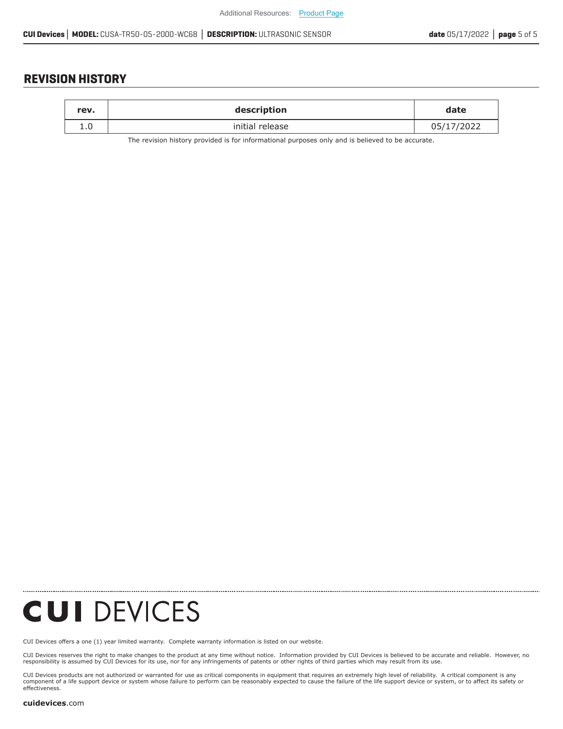## REVISION HISTORY

| rev. | description | date |
|---|---|---|
| 1.0 | initial release | 05/17/2022 |

The revision history provided is for informational purposes only and is believed to be accurate.

**CUI DEVICES**

CUI Devices offers a one (1) year limited warranty. Complete warranty information is listed on our website.

CUI Devices reserves the right to make changes to the product at any time without notice. Information provided by CUI Devices is believed to be accurate and reliable. However, no responsibility is assumed by CUI Devices for its use, nor for any infringements of patents or other rights of third parties which may result from its use.

CUI Devices products are not authorized or warranted for use as critical components in equipment that requires an extremely high level of reliability. A critical component is any component of a life support device or system whose failure to perform can be reasonably expected to cause the failure of the life support device or system, or to affect its safety or effectiveness.

**cuidevices**.com